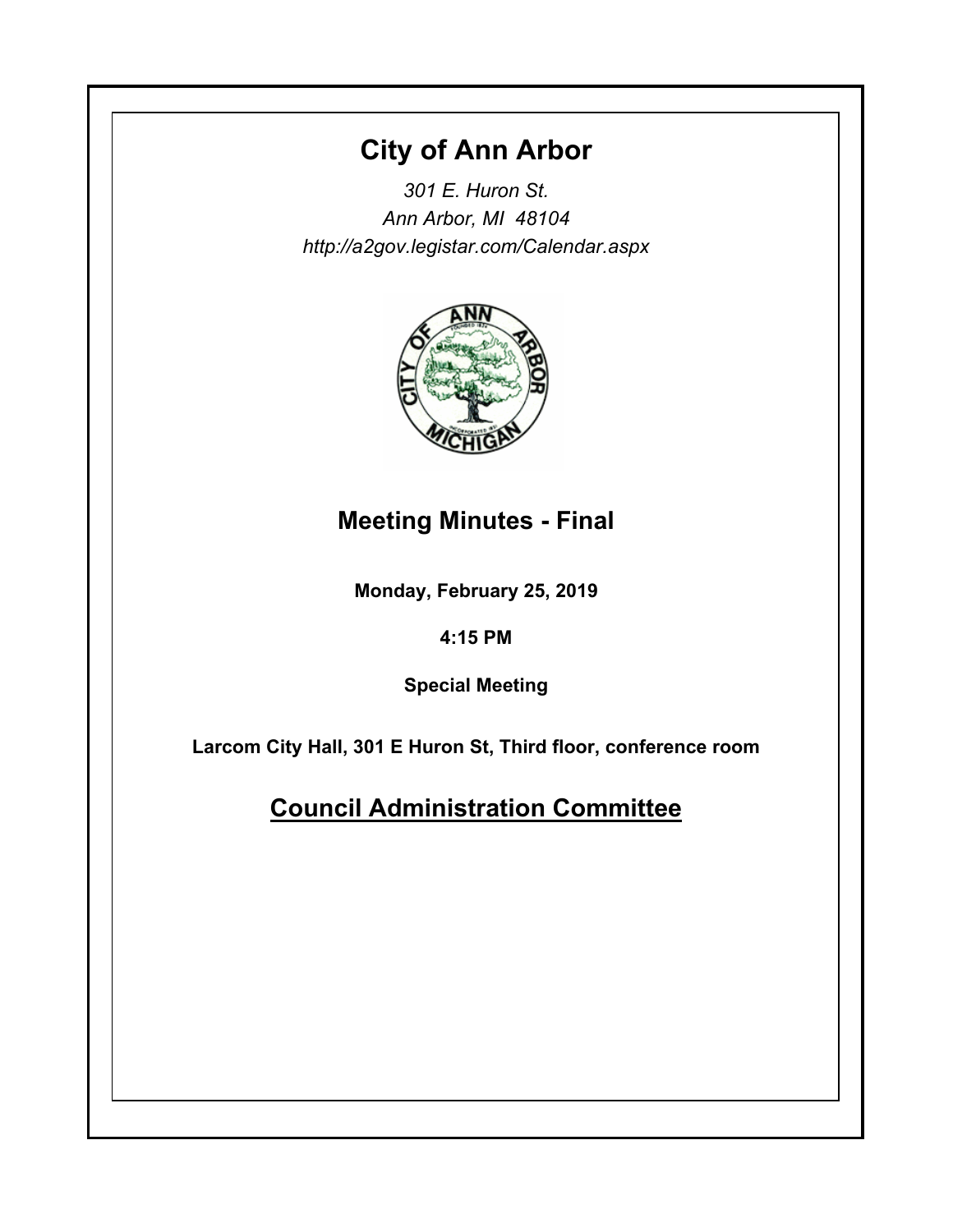# City of Ann Arbor

*301 E. Huron St.*
*Ann Arbor, MI 48104*
*http://a2gov.legistar.com/Calendar.aspx*

## Meeting Minutes - Final

**Monday, February 25, 2019**

**4:15 PM**

**Special Meeting**

**Larcom City Hall, 301 E Huron St, Third floor, conference room**

## Council Administration Committee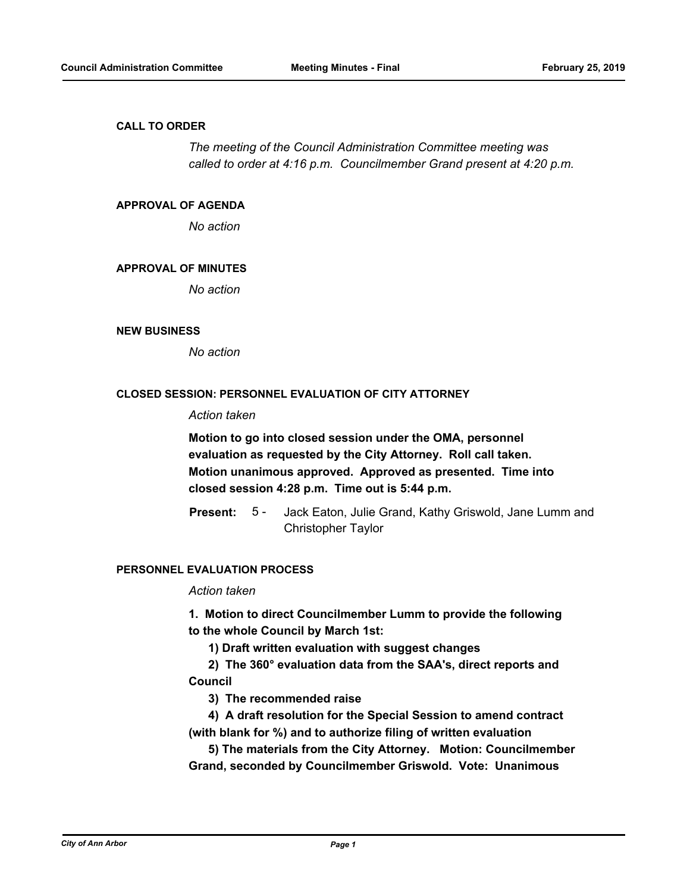## CALL TO ORDER

*The meeting of the Council Administration Committee meeting was called to order at 4:16 p.m. Councilmember Grand present at 4:20 p.m.*

## APPROVAL OF AGENDA

*No action*

## APPROVAL OF MINUTES

*No action*

## NEW BUSINESS

*No action*

## CLOSED SESSION: PERSONNEL EVALUATION OF CITY ATTORNEY

*Action taken*

**Motion to go into closed session under the OMA, personnel evaluation as requested by the City Attorney. Roll call taken. Motion unanimous approved. Approved as presented. Time into closed session 4:28 p.m. Time out is 5:44 p.m.**

**Present:** 5 - Jack Eaton, Julie Grand, Kathy Griswold, Jane Lumm and Christopher Taylor

## PERSONNEL EVALUATION PROCESS

*Action taken*

**1. Motion to direct Councilmember Lumm to provide the following to the whole Council by March 1st:**

**1) Draft written evaluation with suggest changes**

**2) The 360° evaluation data from the SAA's, direct reports and Council**

**3) The recommended raise**

**4) A draft resolution for the Special Session to amend contract (with blank for %) and to authorize filing of written evaluation**

**5) The materials from the City Attorney. Motion: Councilmember Grand, seconded by Councilmember Griswold. Vote: Unanimous**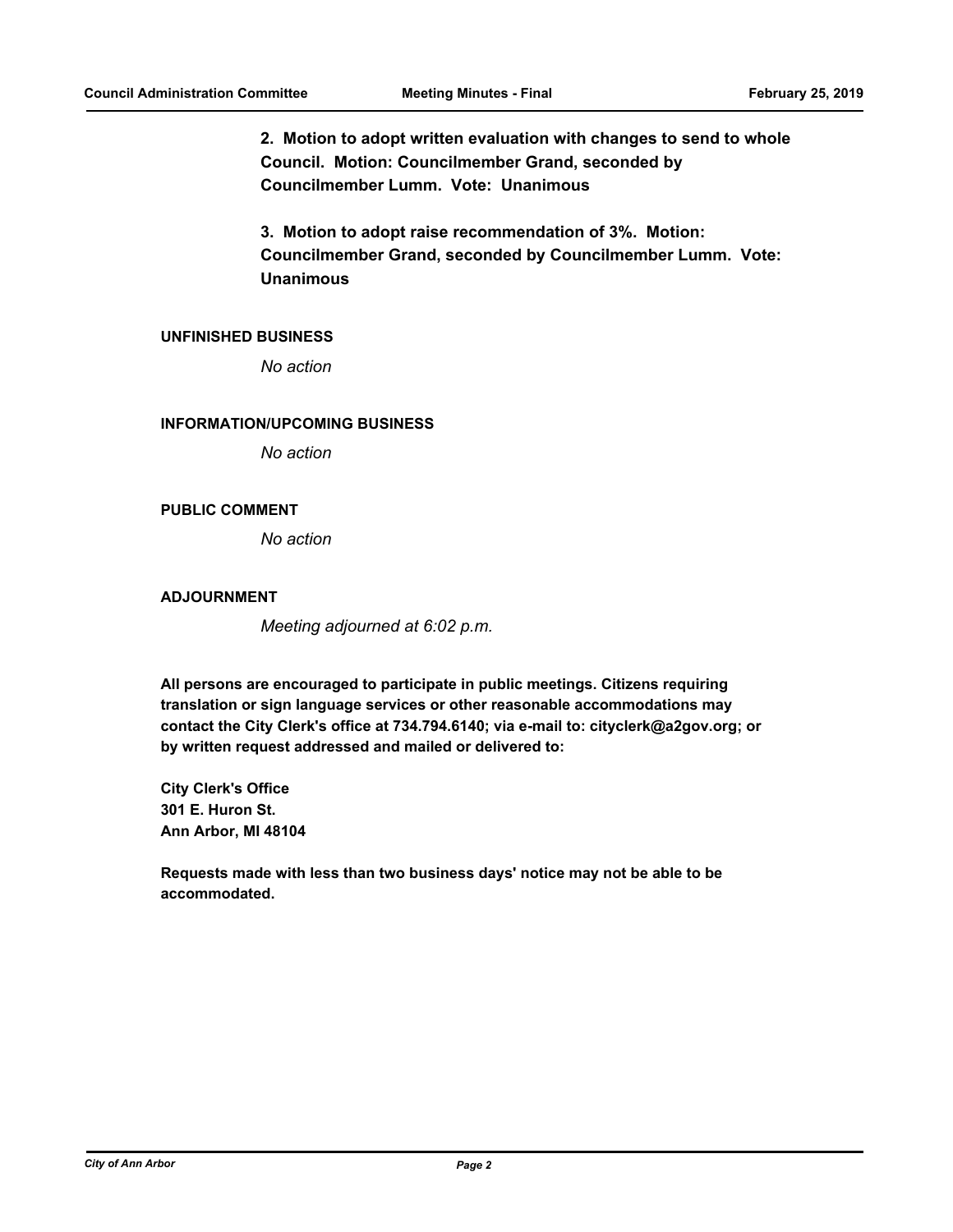**2. Motion to adopt written evaluation with changes to send to whole Council. Motion: Councilmember Grand, seconded by Councilmember Lumm. Vote: Unanimous**

**3. Motion to adopt raise recommendation of 3%. Motion: Councilmember Grand, seconded by Councilmember Lumm. Vote: Unanimous**

## UNFINISHED BUSINESS

*No action*

## INFORMATION/UPCOMING BUSINESS

*No action*

## PUBLIC COMMENT

*No action*

## ADJOURNMENT

*Meeting adjourned at 6:02 p.m.*

**All persons are encouraged to participate in public meetings. Citizens requiring translation or sign language services or other reasonable accommodations may contact the City Clerk's office at 734.794.6140; via e-mail to: cityclerk@a2gov.org; or by written request addressed and mailed or delivered to:**

**City Clerk's Office**
**301 E. Huron St.**
**Ann Arbor, MI 48104**

**Requests made with less than two business days' notice may not be able to be accommodated.**